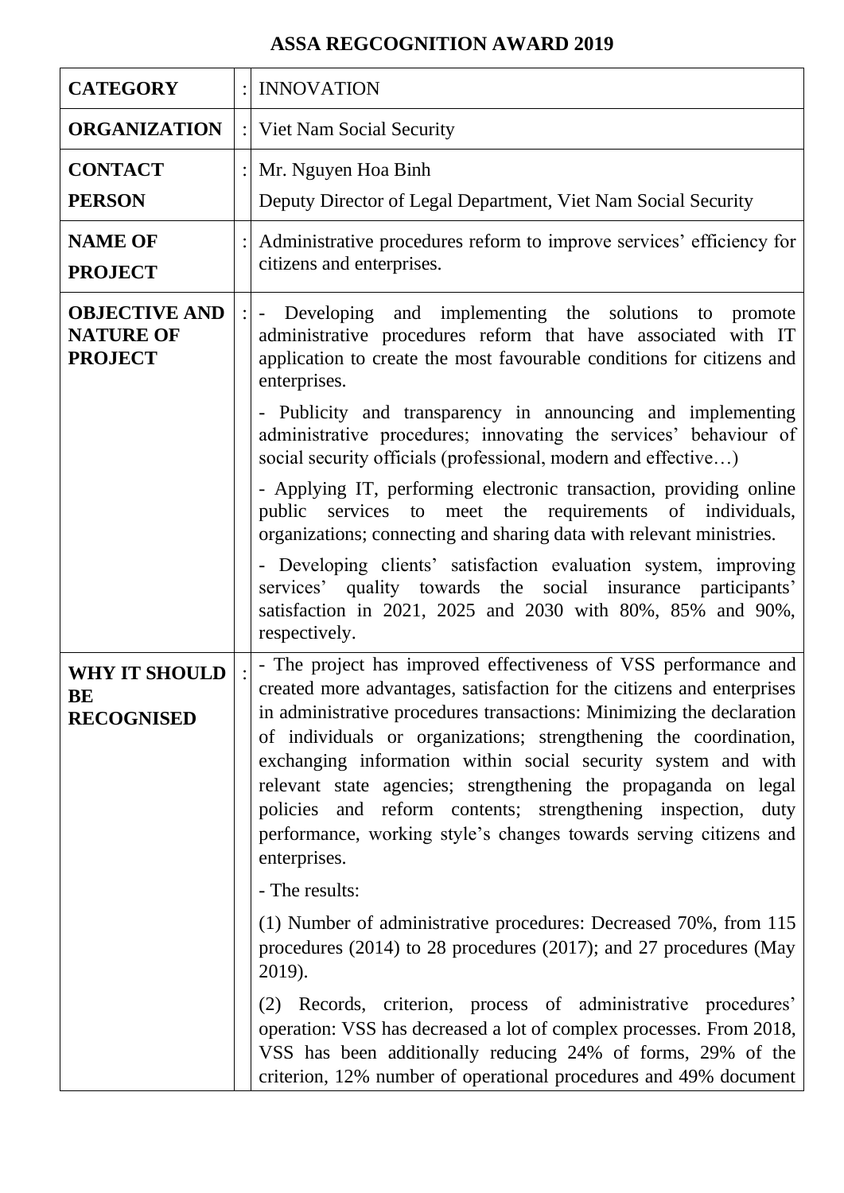# ASSA REGCOGNITION AWARD 2019

| | | |
|---|---|---|
| **CATEGORY** | : | INNOVATION |
| **ORGANIZATION** | : | Viet Nam Social Security |
| **CONTACT PERSON** | : | Mr. Nguyen Hoa Binh<br>Deputy Director of Legal Department, Viet Nam Social Security |
| **NAME OF PROJECT** | : | Administrative procedures reform to improve services' efficiency for citizens and enterprises. |
| **OBJECTIVE AND NATURE OF PROJECT** | : | - Developing and implementing the solutions to promote administrative procedures reform that have associated with IT application to create the most favourable conditions for citizens and enterprises.<br>- Publicity and transparency in announcing and implementing administrative procedures; innovating the services' behaviour of social security officials (professional, modern and effective…)<br>- Applying IT, performing electronic transaction, providing online public services to meet the requirements of individuals, organizations; connecting and sharing data with relevant ministries.<br>- Developing clients' satisfaction evaluation system, improving services' quality towards the social insurance participants' satisfaction in 2021, 2025 and 2030 with 80%, 85% and 90%, respectively. |
| **WHY IT SHOULD BE RECOGNISED** | : | - The project has improved effectiveness of VSS performance and created more advantages, satisfaction for the citizens and enterprises in administrative procedures transactions: Minimizing the declaration of individuals or organizations; strengthening the coordination, exchanging information within social security system and with relevant state agencies; strengthening the propaganda on legal policies and reform contents; strengthening inspection, duty performance, working style's changes towards serving citizens and enterprises.<br>- The results:<br>(1) Number of administrative procedures: Decreased 70%, from 115 procedures (2014) to 28 procedures (2017); and 27 procedures (May 2019).<br>(2) Records, criterion, process of administrative procedures' operation: VSS has decreased a lot of complex processes. From 2018, VSS has been additionally reducing 24% of forms, 29% of the criterion, 12% number of operational procedures and 49% document |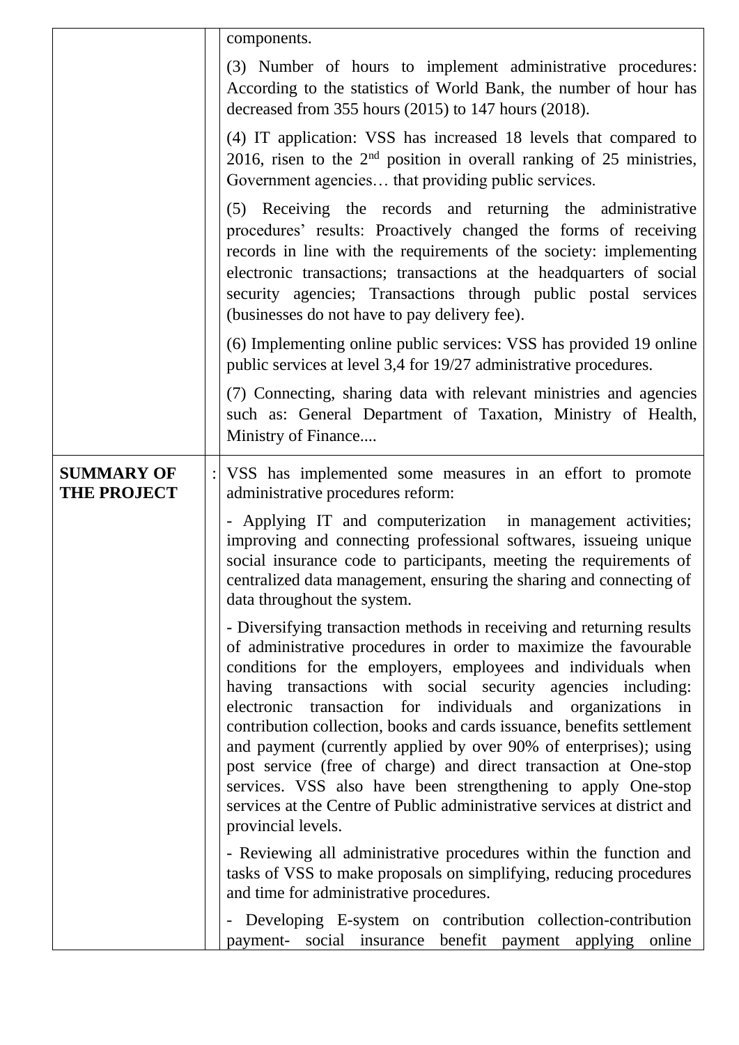| | | |
|---|---|---|
| | | components.<br><br>(3) Number of hours to implement administrative procedures: According to the statistics of World Bank, the number of hour has decreased from 355 hours (2015) to 147 hours (2018).<br><br>(4) IT application: VSS has increased 18 levels that compared to 2016, risen to the 2nd position in overall ranking of 25 ministries, Government agencies… that providing public services.<br><br>(5) Receiving the records and returning the administrative procedures' results: Proactively changed the forms of receiving records in line with the requirements of the society: implementing electronic transactions; transactions at the headquarters of social security agencies; Transactions through public postal services (businesses do not have to pay delivery fee).<br><br>(6) Implementing online public services: VSS has provided 19 online public services at level 3,4 for 19/27 administrative procedures.<br><br>(7) Connecting, sharing data with relevant ministries and agencies such as: General Department of Taxation, Ministry of Health, Ministry of Finance.... |
| **SUMMARY OF THE PROJECT** | : | VSS has implemented some measures in an effort to promote administrative procedures reform:<br><br>- Applying IT and computerization in management activities; improving and connecting professional softwares, issueing unique social insurance code to participants, meeting the requirements of centralized data management, ensuring the sharing and connecting of data throughout the system.<br><br>- Diversifying transaction methods in receiving and returning results of administrative procedures in order to maximize the favourable conditions for the employers, employees and individuals when having transactions with social security agencies including: electronic transaction for individuals and organizations in contribution collection, books and cards issuance, benefits settlement and payment (currently applied by over 90% of enterprises); using post service (free of charge) and direct transaction at One-stop services. VSS also have been strengthening to apply One-stop services at the Centre of Public administrative services at district and provincial levels.<br><br>- Reviewing all administrative procedures within the function and tasks of VSS to make proposals on simplifying, reducing procedures and time for administrative procedures.<br><br>- Developing E-system on contribution collection-contribution payment- social insurance benefit payment applying online |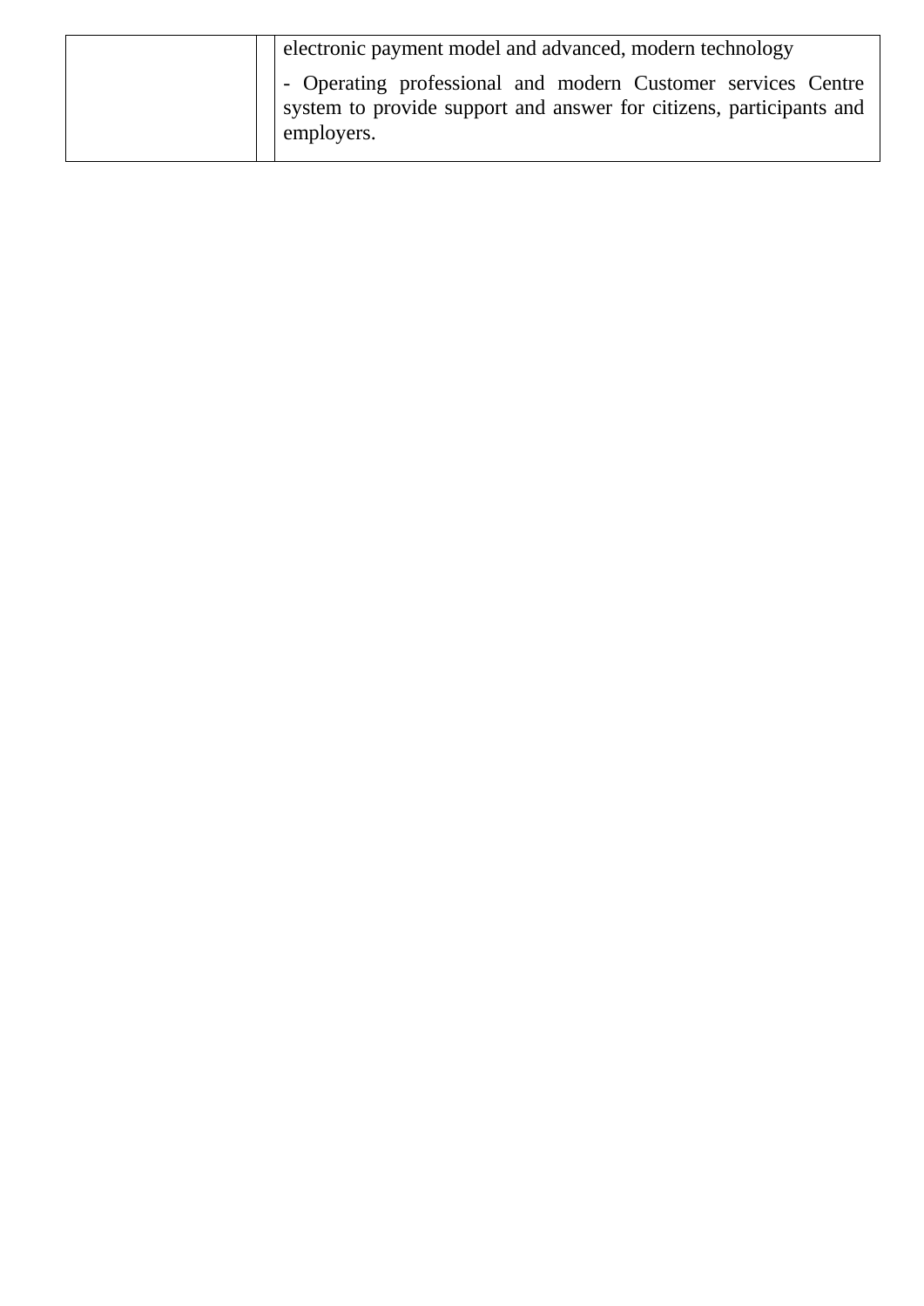| | | |
|---|---|---|
| | | electronic payment model and advanced, modern technology<br><br>- Operating professional and modern Customer services Centre system to provide support and answer for citizens, participants and employers. |